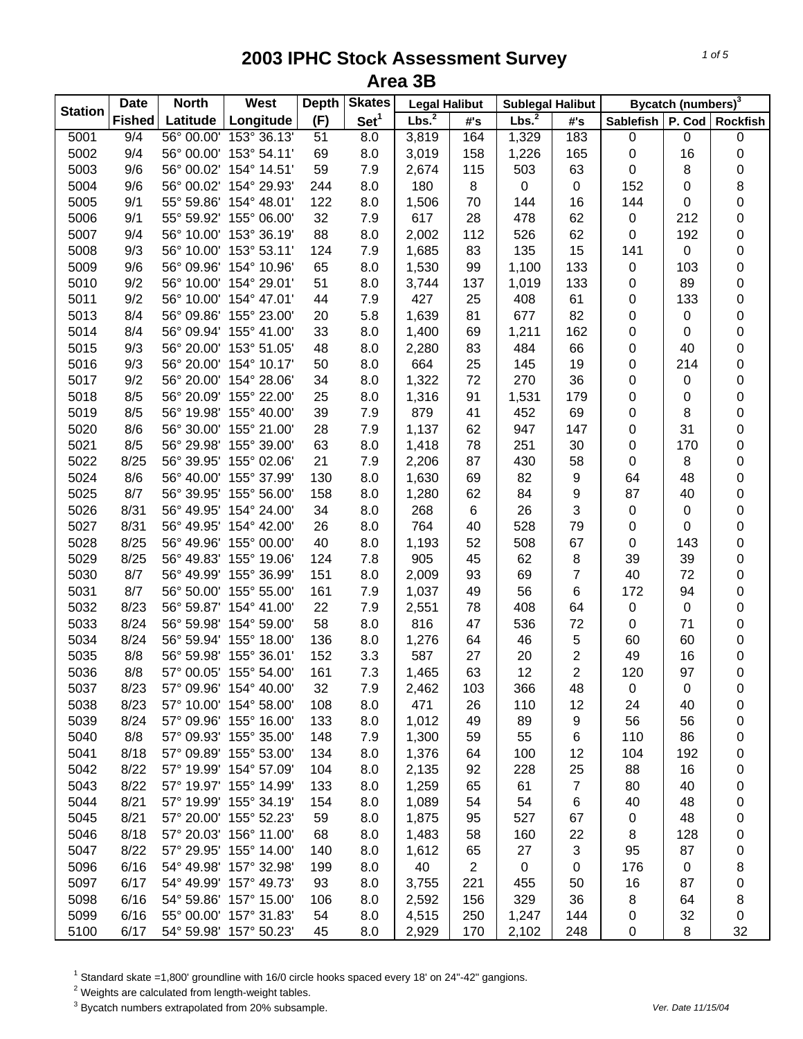# 2003 IPHC Stock Assessment Survey
## Area 3B

| Station | Date | North | West | Depth | Skates | Legal Halibut | | Sublegal Halibut | | Bycatch (numbers)[3] | | |
|---|---|---|---|---|---|---|---|---|---|---|---|---|
| | Fished | Latitude | Longitude | (F) | Set[1] | Lbs.[2] | #'s | Lbs.[2] | #'s | Sablefish | P. Cod | Rockfish |
| 5001 | 9/4 | 56° 00.00' | 153° 36.13' | 51 | 8.0 | 3,819 | 164 | 1,329 | 183 | 0 | 0 | 0 |
| 5002 | 9/4 | 56° 00.00' | 153° 54.11' | 69 | 8.0 | 3,019 | 158 | 1,226 | 165 | 0 | 16 | 0 |
| 5003 | 9/6 | 56° 00.02' | 154° 14.51' | 59 | 7.9 | 2,674 | 115 | 503 | 63 | 0 | 8 | 0 |
| 5004 | 9/6 | 56° 00.02' | 154° 29.93' | 244 | 8.0 | 180 | 8 | 0 | 0 | 152 | 0 | 8 |
| 5005 | 9/1 | 55° 59.86' | 154° 48.01' | 122 | 8.0 | 1,506 | 70 | 144 | 16 | 144 | 0 | 0 |
| 5006 | 9/1 | 55° 59.92' | 155° 06.00' | 32 | 7.9 | 617 | 28 | 478 | 62 | 0 | 212 | 0 |
| 5007 | 9/4 | 56° 10.00' | 153° 36.19' | 88 | 8.0 | 2,002 | 112 | 526 | 62 | 0 | 192 | 0 |
| 5008 | 9/3 | 56° 10.00' | 153° 53.11' | 124 | 7.9 | 1,685 | 83 | 135 | 15 | 141 | 0 | 0 |
| 5009 | 9/6 | 56° 09.96' | 154° 10.96' | 65 | 8.0 | 1,530 | 99 | 1,100 | 133 | 0 | 103 | 0 |
| 5010 | 9/2 | 56° 10.00' | 154° 29.01' | 51 | 8.0 | 3,744 | 137 | 1,019 | 133 | 0 | 89 | 0 |
| 5011 | 9/2 | 56° 10.00' | 154° 47.01' | 44 | 7.9 | 427 | 25 | 408 | 61 | 0 | 133 | 0 |
| 5013 | 8/4 | 56° 09.86' | 155° 23.00' | 20 | 5.8 | 1,639 | 81 | 677 | 82 | 0 | 0 | 0 |
| 5014 | 8/4 | 56° 09.94' | 155° 41.00' | 33 | 8.0 | 1,400 | 69 | 1,211 | 162 | 0 | 0 | 0 |
| 5015 | 9/3 | 56° 20.00' | 153° 51.05' | 48 | 8.0 | 2,280 | 83 | 484 | 66 | 0 | 40 | 0 |
| 5016 | 9/3 | 56° 20.00' | 154° 10.17' | 50 | 8.0 | 664 | 25 | 145 | 19 | 0 | 214 | 0 |
| 5017 | 9/2 | 56° 20.00' | 154° 28.06' | 34 | 8.0 | 1,322 | 72 | 270 | 36 | 0 | 0 | 0 |
| 5018 | 8/5 | 56° 20.09' | 155° 22.00' | 25 | 8.0 | 1,316 | 91 | 1,531 | 179 | 0 | 0 | 0 |
| 5019 | 8/5 | 56° 19.98' | 155° 40.00' | 39 | 7.9 | 879 | 41 | 452 | 69 | 0 | 8 | 0 |
| 5020 | 8/6 | 56° 30.00' | 155° 21.00' | 28 | 7.9 | 1,137 | 62 | 947 | 147 | 0 | 31 | 0 |
| 5021 | 8/5 | 56° 29.98' | 155° 39.00' | 63 | 8.0 | 1,418 | 78 | 251 | 30 | 0 | 170 | 0 |
| 5022 | 8/25 | 56° 39.95' | 155° 02.06' | 21 | 7.9 | 2,206 | 87 | 430 | 58 | 0 | 8 | 0 |
| 5024 | 8/6 | 56° 40.00' | 155° 37.99' | 130 | 8.0 | 1,630 | 69 | 82 | 9 | 64 | 48 | 0 |
| 5025 | 8/7 | 56° 39.95' | 155° 56.00' | 158 | 8.0 | 1,280 | 62 | 84 | 9 | 87 | 40 | 0 |
| 5026 | 8/31 | 56° 49.95' | 154° 24.00' | 34 | 8.0 | 268 | 6 | 26 | 3 | 0 | 0 | 0 |
| 5027 | 8/31 | 56° 49.95' | 154° 42.00' | 26 | 8.0 | 764 | 40 | 528 | 79 | 0 | 0 | 0 |
| 5028 | 8/25 | 56° 49.96' | 155° 00.00' | 40 | 8.0 | 1,193 | 52 | 508 | 67 | 0 | 143 | 0 |
| 5029 | 8/25 | 56° 49.83' | 155° 19.06' | 124 | 7.8 | 905 | 45 | 62 | 8 | 39 | 39 | 0 |
| 5030 | 8/7 | 56° 49.99' | 155° 36.99' | 151 | 8.0 | 2,009 | 93 | 69 | 7 | 40 | 72 | 0 |
| 5031 | 8/7 | 56° 50.00' | 155° 55.00' | 161 | 7.9 | 1,037 | 49 | 56 | 6 | 172 | 94 | 0 |
| 5032 | 8/23 | 56° 59.87' | 154° 41.00' | 22 | 7.9 | 2,551 | 78 | 408 | 64 | 0 | 0 | 0 |
| 5033 | 8/24 | 56° 59.98' | 154° 59.00' | 58 | 8.0 | 816 | 47 | 536 | 72 | 0 | 71 | 0 |
| 5034 | 8/24 | 56° 59.94' | 155° 18.00' | 136 | 8.0 | 1,276 | 64 | 46 | 5 | 60 | 60 | 0 |
| 5035 | 8/8 | 56° 59.98' | 155° 36.01' | 152 | 3.3 | 587 | 27 | 20 | 2 | 49 | 16 | 0 |
| 5036 | 8/8 | 57° 00.05' | 155° 54.00' | 161 | 7.3 | 1,465 | 63 | 12 | 2 | 120 | 97 | 0 |
| 5037 | 8/23 | 57° 09.96' | 154° 40.00' | 32 | 7.9 | 2,462 | 103 | 366 | 48 | 0 | 0 | 0 |
| 5038 | 8/23 | 57° 10.00' | 154° 58.00' | 108 | 8.0 | 471 | 26 | 110 | 12 | 24 | 40 | 0 |
| 5039 | 8/24 | 57° 09.96' | 155° 16.00' | 133 | 8.0 | 1,012 | 49 | 89 | 9 | 56 | 56 | 0 |
| 5040 | 8/8 | 57° 09.93' | 155° 35.00' | 148 | 7.9 | 1,300 | 59 | 55 | 6 | 110 | 86 | 0 |
| 5041 | 8/18 | 57° 09.89' | 155° 53.00' | 134 | 8.0 | 1,376 | 64 | 100 | 12 | 104 | 192 | 0 |
| 5042 | 8/22 | 57° 19.99' | 154° 57.09' | 104 | 8.0 | 2,135 | 92 | 228 | 25 | 88 | 16 | 0 |
| 5043 | 8/22 | 57° 19.97' | 155° 14.99' | 133 | 8.0 | 1,259 | 65 | 61 | 7 | 80 | 40 | 0 |
| 5044 | 8/21 | 57° 19.99' | 155° 34.19' | 154 | 8.0 | 1,089 | 54 | 54 | 6 | 40 | 48 | 0 |
| 5045 | 8/21 | 57° 20.00' | 155° 52.23' | 59 | 8.0 | 1,875 | 95 | 527 | 67 | 0 | 48 | 0 |
| 5046 | 8/18 | 57° 20.03' | 156° 11.00' | 68 | 8.0 | 1,483 | 58 | 160 | 22 | 8 | 128 | 0 |
| 5047 | 8/22 | 57° 29.95' | 155° 14.00' | 140 | 8.0 | 1,612 | 65 | 27 | 3 | 95 | 87 | 0 |
| 5096 | 6/16 | 54° 49.98' | 157° 32.98' | 199 | 8.0 | 40 | 2 | 0 | 0 | 176 | 0 | 8 |
| 5097 | 6/17 | 54° 49.99' | 157° 49.73' | 93 | 8.0 | 3,755 | 221 | 455 | 50 | 16 | 87 | 0 |
| 5098 | 6/16 | 54° 59.86' | 157° 15.00' | 106 | 8.0 | 2,592 | 156 | 329 | 36 | 8 | 64 | 8 |
| 5099 | 6/16 | 55° 00.00' | 157° 31.83' | 54 | 8.0 | 4,515 | 250 | 1,247 | 144 | 0 | 32 | 0 |
| 5100 | 6/17 | 54° 59.98' | 157° 50.23' | 45 | 8.0 | 2,929 | 170 | 2,102 | 248 | 0 | 8 | 32 |

[1] Standard skate =1,800' groundline with 16/0 circle hooks spaced every 18' on 24"-42" gangions.
[2] Weights are calculated from length-weight tables.
[3] Bycatch numbers extrapolated from 20% subsample.

Ver. Date 11/15/04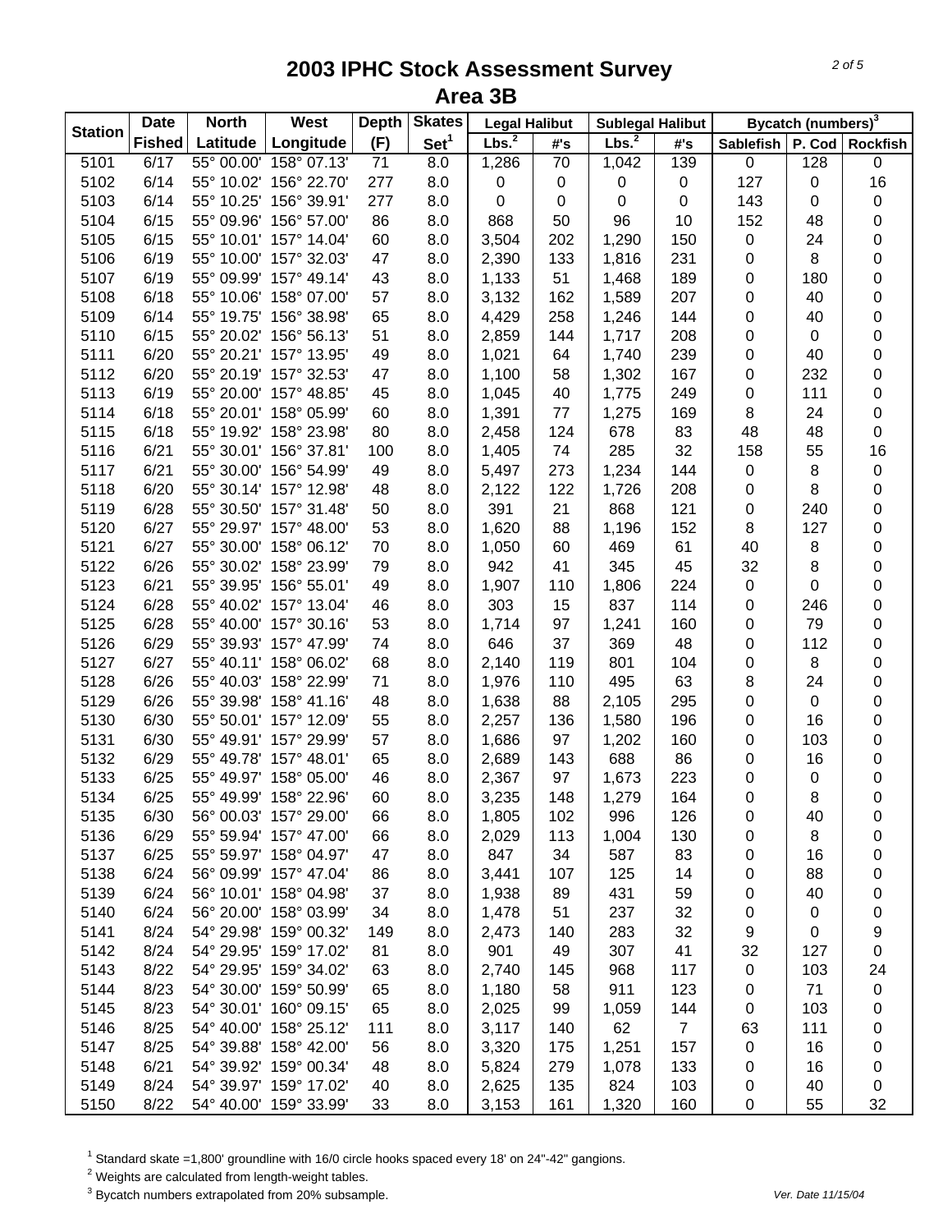# 2003 IPHC Stock Assessment Survey
## Area 3B

| Station | Date Fished | North Latitude | West Longitude | Depth (F) | Skates Set[1] | Legal Halibut Lbs.[2] | Legal Halibut #'s | Sublegal Halibut Lbs.[2] | Sublegal Halibut #'s | Bycatch (numbers)[3] Sablefish | P. Cod | Rockfish |
|---|---|---|---|---|---|---|---|---|---|---|---|---|
| 5101 | 6/17 | 55° 00.00' | 158° 07.13' | 71 | 8.0 | 1,286 | 70 | 1,042 | 139 | 0 | 128 | 0 |
| 5102 | 6/14 | 55° 10.02' | 156° 22.70' | 277 | 8.0 | 0 | 0 | 0 | 0 | 127 | 0 | 16 |
| 5103 | 6/14 | 55° 10.25' | 156° 39.91' | 277 | 8.0 | 0 | 0 | 0 | 0 | 143 | 0 | 0 |
| 5104 | 6/15 | 55° 09.96' | 156° 57.00' | 86 | 8.0 | 868 | 50 | 96 | 10 | 152 | 48 | 0 |
| 5105 | 6/15 | 55° 10.01' | 157° 14.04' | 60 | 8.0 | 3,504 | 202 | 1,290 | 150 | 0 | 24 | 0 |
| 5106 | 6/19 | 55° 10.00' | 157° 32.03' | 47 | 8.0 | 2,390 | 133 | 1,816 | 231 | 0 | 8 | 0 |
| 5107 | 6/19 | 55° 09.99' | 157° 49.14' | 43 | 8.0 | 1,133 | 51 | 1,468 | 189 | 0 | 180 | 0 |
| 5108 | 6/18 | 55° 10.06' | 158° 07.00' | 57 | 8.0 | 3,132 | 162 | 1,589 | 207 | 0 | 40 | 0 |
| 5109 | 6/14 | 55° 19.75' | 156° 38.98' | 65 | 8.0 | 4,429 | 258 | 1,246 | 144 | 0 | 40 | 0 |
| 5110 | 6/15 | 55° 20.02' | 156° 56.13' | 51 | 8.0 | 2,859 | 144 | 1,717 | 208 | 0 | 0 | 0 |
| 5111 | 6/20 | 55° 20.21' | 157° 13.95' | 49 | 8.0 | 1,021 | 64 | 1,740 | 239 | 0 | 40 | 0 |
| 5112 | 6/20 | 55° 20.19' | 157° 32.53' | 47 | 8.0 | 1,100 | 58 | 1,302 | 167 | 0 | 232 | 0 |
| 5113 | 6/19 | 55° 20.00' | 157° 48.85' | 45 | 8.0 | 1,045 | 40 | 1,775 | 249 | 0 | 111 | 0 |
| 5114 | 6/18 | 55° 20.01' | 158° 05.99' | 60 | 8.0 | 1,391 | 77 | 1,275 | 169 | 8 | 24 | 0 |
| 5115 | 6/18 | 55° 19.92' | 158° 23.98' | 80 | 8.0 | 2,458 | 124 | 678 | 83 | 48 | 48 | 0 |
| 5116 | 6/21 | 55° 30.01' | 156° 37.81' | 100 | 8.0 | 1,405 | 74 | 285 | 32 | 158 | 55 | 16 |
| 5117 | 6/21 | 55° 30.00' | 156° 54.99' | 49 | 8.0 | 5,497 | 273 | 1,234 | 144 | 0 | 8 | 0 |
| 5118 | 6/20 | 55° 30.14' | 157° 12.98' | 48 | 8.0 | 2,122 | 122 | 1,726 | 208 | 0 | 8 | 0 |
| 5119 | 6/28 | 55° 30.50' | 157° 31.48' | 50 | 8.0 | 391 | 21 | 868 | 121 | 0 | 240 | 0 |
| 5120 | 6/27 | 55° 29.97' | 157° 48.00' | 53 | 8.0 | 1,620 | 88 | 1,196 | 152 | 8 | 127 | 0 |
| 5121 | 6/27 | 55° 30.00' | 158° 06.12' | 70 | 8.0 | 1,050 | 60 | 469 | 61 | 40 | 8 | 0 |
| 5122 | 6/26 | 55° 30.02' | 158° 23.99' | 79 | 8.0 | 942 | 41 | 345 | 45 | 32 | 8 | 0 |
| 5123 | 6/21 | 55° 39.95' | 156° 55.01' | 49 | 8.0 | 1,907 | 110 | 1,806 | 224 | 0 | 0 | 0 |
| 5124 | 6/28 | 55° 40.02' | 157° 13.04' | 46 | 8.0 | 303 | 15 | 837 | 114 | 0 | 246 | 0 |
| 5125 | 6/28 | 55° 40.00' | 157° 30.16' | 53 | 8.0 | 1,714 | 97 | 1,241 | 160 | 0 | 79 | 0 |
| 5126 | 6/29 | 55° 39.93' | 157° 47.99' | 74 | 8.0 | 646 | 37 | 369 | 48 | 0 | 112 | 0 |
| 5127 | 6/27 | 55° 40.11' | 158° 06.02' | 68 | 8.0 | 2,140 | 119 | 801 | 104 | 0 | 8 | 0 |
| 5128 | 6/26 | 55° 40.03' | 158° 22.99' | 71 | 8.0 | 1,976 | 110 | 495 | 63 | 8 | 24 | 0 |
| 5129 | 6/26 | 55° 39.98' | 158° 41.16' | 48 | 8.0 | 1,638 | 88 | 2,105 | 295 | 0 | 0 | 0 |
| 5130 | 6/30 | 55° 50.01' | 157° 12.09' | 55 | 8.0 | 2,257 | 136 | 1,580 | 196 | 0 | 16 | 0 |
| 5131 | 6/30 | 55° 49.91' | 157° 29.99' | 57 | 8.0 | 1,686 | 97 | 1,202 | 160 | 0 | 103 | 0 |
| 5132 | 6/29 | 55° 49.78' | 157° 48.01' | 65 | 8.0 | 2,689 | 143 | 688 | 86 | 0 | 16 | 0 |
| 5133 | 6/25 | 55° 49.97' | 158° 05.00' | 46 | 8.0 | 2,367 | 97 | 1,673 | 223 | 0 | 0 | 0 |
| 5134 | 6/25 | 55° 49.99' | 158° 22.96' | 60 | 8.0 | 3,235 | 148 | 1,279 | 164 | 0 | 8 | 0 |
| 5135 | 6/30 | 56° 00.03' | 157° 29.00' | 66 | 8.0 | 1,805 | 102 | 996 | 126 | 0 | 40 | 0 |
| 5136 | 6/29 | 55° 59.94' | 157° 47.00' | 66 | 8.0 | 2,029 | 113 | 1,004 | 130 | 0 | 8 | 0 |
| 5137 | 6/25 | 55° 59.97' | 158° 04.97' | 47 | 8.0 | 847 | 34 | 587 | 83 | 0 | 16 | 0 |
| 5138 | 6/24 | 56° 09.99' | 157° 47.04' | 86 | 8.0 | 3,441 | 107 | 125 | 14 | 0 | 88 | 0 |
| 5139 | 6/24 | 56° 10.01' | 158° 04.98' | 37 | 8.0 | 1,938 | 89 | 431 | 59 | 0 | 40 | 0 |
| 5140 | 6/24 | 56° 20.00' | 158° 03.99' | 34 | 8.0 | 1,478 | 51 | 237 | 32 | 0 | 0 | 0 |
| 5141 | 8/24 | 54° 29.98' | 159° 00.32' | 149 | 8.0 | 2,473 | 140 | 283 | 32 | 9 | 0 | 9 |
| 5142 | 8/24 | 54° 29.95' | 159° 17.02' | 81 | 8.0 | 901 | 49 | 307 | 41 | 32 | 127 | 0 |
| 5143 | 8/22 | 54° 29.95' | 159° 34.02' | 63 | 8.0 | 2,740 | 145 | 968 | 117 | 0 | 103 | 24 |
| 5144 | 8/23 | 54° 30.00' | 159° 50.99' | 65 | 8.0 | 1,180 | 58 | 911 | 123 | 0 | 71 | 0 |
| 5145 | 8/23 | 54° 30.01' | 160° 09.15' | 65 | 8.0 | 2,025 | 99 | 1,059 | 144 | 0 | 103 | 0 |
| 5146 | 8/25 | 54° 40.00' | 158° 25.12' | 111 | 8.0 | 3,117 | 140 | 62 | 7 | 63 | 111 | 0 |
| 5147 | 8/25 | 54° 39.88' | 158° 42.00' | 56 | 8.0 | 3,320 | 175 | 1,251 | 157 | 0 | 16 | 0 |
| 5148 | 6/21 | 54° 39.92' | 159° 00.34' | 48 | 8.0 | 5,824 | 279 | 1,078 | 133 | 0 | 16 | 0 |
| 5149 | 8/24 | 54° 39.97' | 159° 17.02' | 40 | 8.0 | 2,625 | 135 | 824 | 103 | 0 | 40 | 0 |
| 5150 | 8/22 | 54° 40.00' | 159° 33.99' | 33 | 8.0 | 3,153 | 161 | 1,320 | 160 | 0 | 55 | 32 |

[1] Standard skate =1,800' groundline with 16/0 circle hooks spaced every 18' on 24"-42" gangions.
[2] Weights are calculated from length-weight tables.
[3] Bycatch numbers extrapolated from 20% subsample.

*Ver. Date 11/15/04*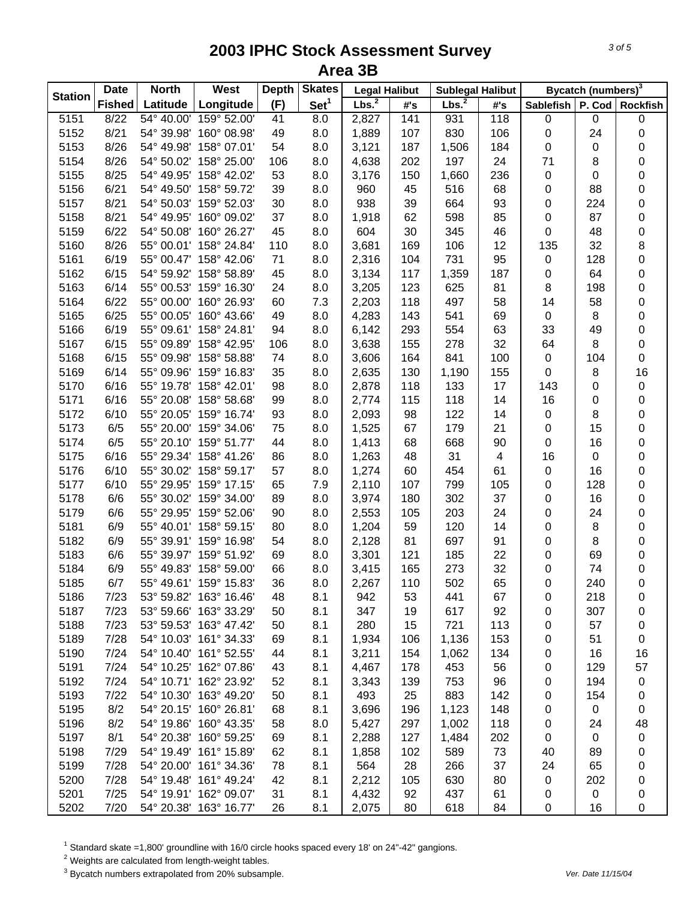# 2003 IPHC Stock Assessment Survey
## Area 3B

| Station | Date | North | West | Depth | Skates | Legal Halibut | | Sublegal Halibut | | Bycatch (numbers)[3] | | |
|---|---|---|---|---|---|---|---|---|---|---|---|---|
| | Fished | Latitude | Longitude | (F) | Set[1] | Lbs.[2] | #'s | Lbs.[2] | #'s | Sablefish | P. Cod | Rockfish |
| 5151 | 8/22 | 54° 40.00' | 159° 52.00' | 41 | 8.0 | 2,827 | 141 | 931 | 118 | 0 | 0 | 0 |
| 5152 | 8/21 | 54° 39.98' | 160° 08.98' | 49 | 8.0 | 1,889 | 107 | 830 | 106 | 0 | 24 | 0 |
| 5153 | 8/26 | 54° 49.98' | 158° 07.01' | 54 | 8.0 | 3,121 | 187 | 1,506 | 184 | 0 | 0 | 0 |
| 5154 | 8/26 | 54° 50.02' | 158° 25.00' | 106 | 8.0 | 4,638 | 202 | 197 | 24 | 71 | 8 | 0 |
| 5155 | 8/25 | 54° 49.95' | 158° 42.02' | 53 | 8.0 | 3,176 | 150 | 1,660 | 236 | 0 | 0 | 0 |
| 5156 | 6/21 | 54° 49.50' | 158° 59.72' | 39 | 8.0 | 960 | 45 | 516 | 68 | 0 | 88 | 0 |
| 5157 | 8/21 | 54° 50.03' | 159° 52.03' | 30 | 8.0 | 938 | 39 | 664 | 93 | 0 | 224 | 0 |
| 5158 | 8/21 | 54° 49.95' | 160° 09.02' | 37 | 8.0 | 1,918 | 62 | 598 | 85 | 0 | 87 | 0 |
| 5159 | 6/22 | 54° 50.08' | 160° 26.27' | 45 | 8.0 | 604 | 30 | 345 | 46 | 0 | 48 | 0 |
| 5160 | 8/26 | 55° 00.01' | 158° 24.84' | 110 | 8.0 | 3,681 | 169 | 106 | 12 | 135 | 32 | 8 |
| 5161 | 6/19 | 55° 00.47' | 158° 42.06' | 71 | 8.0 | 2,316 | 104 | 731 | 95 | 0 | 128 | 0 |
| 5162 | 6/15 | 54° 59.92' | 158° 58.89' | 45 | 8.0 | 3,134 | 117 | 1,359 | 187 | 0 | 64 | 0 |
| 5163 | 6/14 | 55° 00.53' | 159° 16.30' | 24 | 8.0 | 3,205 | 123 | 625 | 81 | 8 | 198 | 0 |
| 5164 | 6/22 | 55° 00.00' | 160° 26.93' | 60 | 7.3 | 2,203 | 118 | 497 | 58 | 14 | 58 | 0 |
| 5165 | 6/25 | 55° 00.05' | 160° 43.66' | 49 | 8.0 | 4,283 | 143 | 541 | 69 | 0 | 8 | 0 |
| 5166 | 6/19 | 55° 09.61' | 158° 24.81' | 94 | 8.0 | 6,142 | 293 | 554 | 63 | 33 | 49 | 0 |
| 5167 | 6/15 | 55° 09.89' | 158° 42.95' | 106 | 8.0 | 3,638 | 155 | 278 | 32 | 64 | 8 | 0 |
| 5168 | 6/15 | 55° 09.98' | 158° 58.88' | 74 | 8.0 | 3,606 | 164 | 841 | 100 | 0 | 104 | 0 |
| 5169 | 6/14 | 55° 09.96' | 159° 16.83' | 35 | 8.0 | 2,635 | 130 | 1,190 | 155 | 0 | 8 | 16 |
| 5170 | 6/16 | 55° 19.78' | 158° 42.01' | 98 | 8.0 | 2,878 | 118 | 133 | 17 | 143 | 0 | 0 |
| 5171 | 6/16 | 55° 20.08' | 158° 58.68' | 99 | 8.0 | 2,774 | 115 | 118 | 14 | 16 | 0 | 0 |
| 5172 | 6/10 | 55° 20.05' | 159° 16.74' | 93 | 8.0 | 2,093 | 98 | 122 | 14 | 0 | 8 | 0 |
| 5173 | 6/5 | 55° 20.00' | 159° 34.06' | 75 | 8.0 | 1,525 | 67 | 179 | 21 | 0 | 15 | 0 |
| 5174 | 6/5 | 55° 20.10' | 159° 51.77' | 44 | 8.0 | 1,413 | 68 | 668 | 90 | 0 | 16 | 0 |
| 5175 | 6/16 | 55° 29.34' | 158° 41.26' | 86 | 8.0 | 1,263 | 48 | 31 | 4 | 16 | 0 | 0 |
| 5176 | 6/10 | 55° 30.02' | 158° 59.17' | 57 | 8.0 | 1,274 | 60 | 454 | 61 | 0 | 16 | 0 |
| 5177 | 6/10 | 55° 29.95' | 159° 17.15' | 65 | 7.9 | 2,110 | 107 | 799 | 105 | 0 | 128 | 0 |
| 5178 | 6/6 | 55° 30.02' | 159° 34.00' | 89 | 8.0 | 3,974 | 180 | 302 | 37 | 0 | 16 | 0 |
| 5179 | 6/6 | 55° 29.95' | 159° 52.06' | 90 | 8.0 | 2,553 | 105 | 203 | 24 | 0 | 24 | 0 |
| 5181 | 6/9 | 55° 40.01' | 158° 59.15' | 80 | 8.0 | 1,204 | 59 | 120 | 14 | 0 | 8 | 0 |
| 5182 | 6/9 | 55° 39.91' | 159° 16.98' | 54 | 8.0 | 2,128 | 81 | 697 | 91 | 0 | 8 | 0 |
| 5183 | 6/6 | 55° 39.97' | 159° 51.92' | 69 | 8.0 | 3,301 | 121 | 185 | 22 | 0 | 69 | 0 |
| 5184 | 6/9 | 55° 49.83' | 158° 59.00' | 66 | 8.0 | 3,415 | 165 | 273 | 32 | 0 | 74 | 0 |
| 5185 | 6/7 | 55° 49.61' | 159° 15.83' | 36 | 8.0 | 2,267 | 110 | 502 | 65 | 0 | 240 | 0 |
| 5186 | 7/23 | 53° 59.82' | 163° 16.46' | 48 | 8.1 | 942 | 53 | 441 | 67 | 0 | 218 | 0 |
| 5187 | 7/23 | 53° 59.66' | 163° 33.29' | 50 | 8.1 | 347 | 19 | 617 | 92 | 0 | 307 | 0 |
| 5188 | 7/23 | 53° 59.53' | 163° 47.42' | 50 | 8.1 | 280 | 15 | 721 | 113 | 0 | 57 | 0 |
| 5189 | 7/28 | 54° 10.03' | 161° 34.33' | 69 | 8.1 | 1,934 | 106 | 1,136 | 153 | 0 | 51 | 0 |
| 5190 | 7/24 | 54° 10.40' | 161° 52.55' | 44 | 8.1 | 3,211 | 154 | 1,062 | 134 | 0 | 16 | 16 |
| 5191 | 7/24 | 54° 10.25' | 162° 07.86' | 43 | 8.1 | 4,467 | 178 | 453 | 56 | 0 | 129 | 57 |
| 5192 | 7/24 | 54° 10.71' | 162° 23.92' | 52 | 8.1 | 3,343 | 139 | 753 | 96 | 0 | 194 | 0 |
| 5193 | 7/22 | 54° 10.30' | 163° 49.20' | 50 | 8.1 | 493 | 25 | 883 | 142 | 0 | 154 | 0 |
| 5195 | 8/2 | 54° 20.15' | 160° 26.81' | 68 | 8.1 | 3,696 | 196 | 1,123 | 148 | 0 | 0 | 0 |
| 5196 | 8/2 | 54° 19.86' | 160° 43.35' | 58 | 8.0 | 5,427 | 297 | 1,002 | 118 | 0 | 24 | 48 |
| 5197 | 8/1 | 54° 20.38' | 160° 59.25' | 69 | 8.1 | 2,288 | 127 | 1,484 | 202 | 0 | 0 | 0 |
| 5198 | 7/29 | 54° 19.49' | 161° 15.89' | 62 | 8.1 | 1,858 | 102 | 589 | 73 | 40 | 89 | 0 |
| 5199 | 7/28 | 54° 20.00' | 161° 34.36' | 78 | 8.1 | 564 | 28 | 266 | 37 | 24 | 65 | 0 |
| 5200 | 7/28 | 54° 19.48' | 161° 49.24' | 42 | 8.1 | 2,212 | 105 | 630 | 80 | 0 | 202 | 0 |
| 5201 | 7/25 | 54° 19.91' | 162° 09.07' | 31 | 8.1 | 4,432 | 92 | 437 | 61 | 0 | 0 | 0 |
| 5202 | 7/20 | 54° 20.38' | 163° 16.77' | 26 | 8.1 | 2,075 | 80 | 618 | 84 | 0 | 16 | 0 |

[1] Standard skate =1,800' groundline with 16/0 circle hooks spaced every 18' on 24"-42" gangions.

[2] Weights are calculated from length-weight tables.

[3] Bycatch numbers extrapolated from 20% subsample.

*Ver. Date 11/15/04*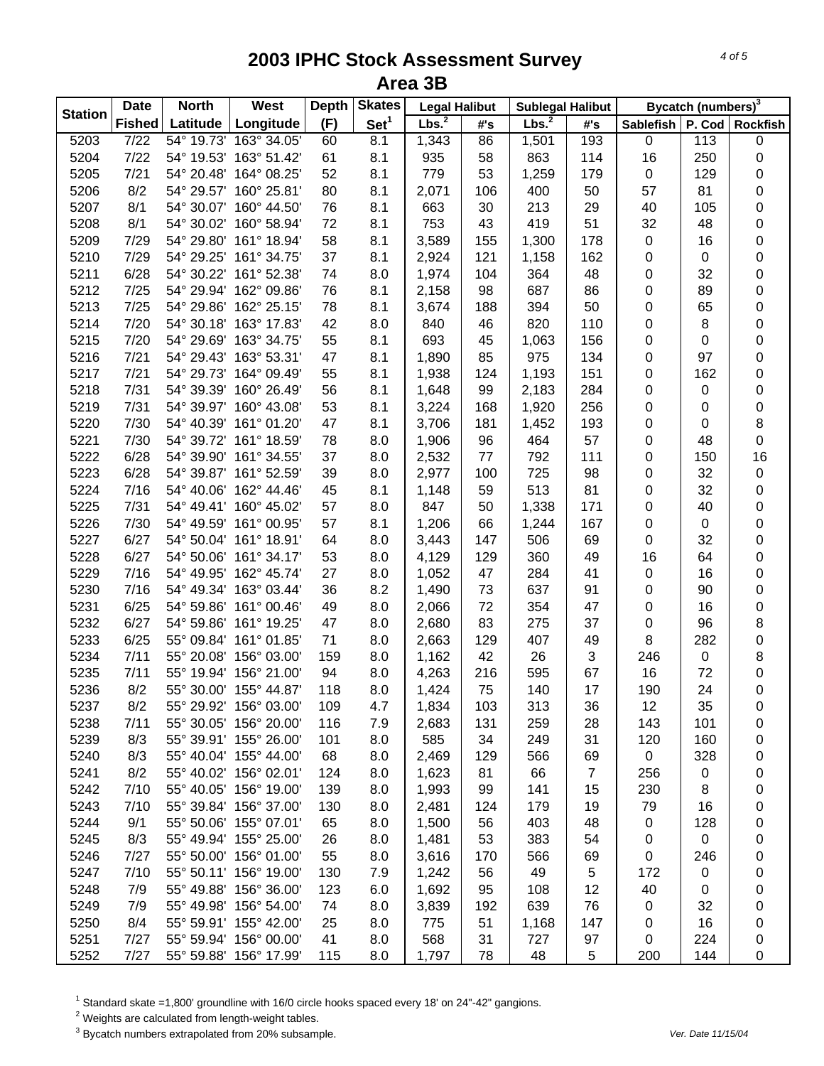# 2003 IPHC Stock Assessment Survey
## Area 3B

| Station | Date Fished | North Latitude | West Longitude | Depth (F) | Skates Set[1] | Legal Halibut Lbs.[2] | Legal Halibut #'s | Sublegal Halibut Lbs.[2] | Sublegal Halibut #'s | Bycatch (numbers)[3] Sablefish | P. Cod | Rockfish |
|---|---|---|---|---|---|---|---|---|---|---|---|---|
| 5203 | 7/22 | 54° 19.73' | 163° 34.05' | 60 | 8.1 | 1,343 | 86 | 1,501 | 193 | 0 | 113 | 0 |
| 5204 | 7/22 | 54° 19.53' | 163° 51.42' | 61 | 8.1 | 935 | 58 | 863 | 114 | 16 | 250 | 0 |
| 5205 | 7/21 | 54° 20.48' | 164° 08.25' | 52 | 8.1 | 779 | 53 | 1,259 | 179 | 0 | 129 | 0 |
| 5206 | 8/2 | 54° 29.57' | 160° 25.81' | 80 | 8.1 | 2,071 | 106 | 400 | 50 | 57 | 81 | 0 |
| 5207 | 8/1 | 54° 30.07' | 160° 44.50' | 76 | 8.1 | 663 | 30 | 213 | 29 | 40 | 105 | 0 |
| 5208 | 8/1 | 54° 30.02' | 160° 58.94' | 72 | 8.1 | 753 | 43 | 419 | 51 | 32 | 48 | 0 |
| 5209 | 7/29 | 54° 29.80' | 161° 18.94' | 58 | 8.1 | 3,589 | 155 | 1,300 | 178 | 0 | 16 | 0 |
| 5210 | 7/29 | 54° 29.25' | 161° 34.75' | 37 | 8.1 | 2,924 | 121 | 1,158 | 162 | 0 | 0 | 0 |
| 5211 | 6/28 | 54° 30.22' | 161° 52.38' | 74 | 8.0 | 1,974 | 104 | 364 | 48 | 0 | 32 | 0 |
| 5212 | 7/25 | 54° 29.94' | 162° 09.86' | 76 | 8.1 | 2,158 | 98 | 687 | 86 | 0 | 89 | 0 |
| 5213 | 7/25 | 54° 29.86' | 162° 25.15' | 78 | 8.1 | 3,674 | 188 | 394 | 50 | 0 | 65 | 0 |
| 5214 | 7/20 | 54° 30.18' | 163° 17.83' | 42 | 8.0 | 840 | 46 | 820 | 110 | 0 | 8 | 0 |
| 5215 | 7/20 | 54° 29.69' | 163° 34.75' | 55 | 8.1 | 693 | 45 | 1,063 | 156 | 0 | 0 | 0 |
| 5216 | 7/21 | 54° 29.43' | 163° 53.31' | 47 | 8.1 | 1,890 | 85 | 975 | 134 | 0 | 97 | 0 |
| 5217 | 7/21 | 54° 29.73' | 164° 09.49' | 55 | 8.1 | 1,938 | 124 | 1,193 | 151 | 0 | 162 | 0 |
| 5218 | 7/31 | 54° 39.39' | 160° 26.49' | 56 | 8.1 | 1,648 | 99 | 2,183 | 284 | 0 | 0 | 0 |
| 5219 | 7/31 | 54° 39.97' | 160° 43.08' | 53 | 8.1 | 3,224 | 168 | 1,920 | 256 | 0 | 0 | 0 |
| 5220 | 7/30 | 54° 40.39' | 161° 01.20' | 47 | 8.1 | 3,706 | 181 | 1,452 | 193 | 0 | 0 | 8 |
| 5221 | 7/30 | 54° 39.72' | 161° 18.59' | 78 | 8.0 | 1,906 | 96 | 464 | 57 | 0 | 48 | 0 |
| 5222 | 6/28 | 54° 39.90' | 161° 34.55' | 37 | 8.0 | 2,532 | 77 | 792 | 111 | 0 | 150 | 16 |
| 5223 | 6/28 | 54° 39.87' | 161° 52.59' | 39 | 8.0 | 2,977 | 100 | 725 | 98 | 0 | 32 | 0 |
| 5224 | 7/16 | 54° 40.06' | 162° 44.46' | 45 | 8.1 | 1,148 | 59 | 513 | 81 | 0 | 32 | 0 |
| 5225 | 7/31 | 54° 49.41' | 160° 45.02' | 57 | 8.0 | 847 | 50 | 1,338 | 171 | 0 | 40 | 0 |
| 5226 | 7/30 | 54° 49.59' | 161° 00.95' | 57 | 8.1 | 1,206 | 66 | 1,244 | 167 | 0 | 0 | 0 |
| 5227 | 6/27 | 54° 50.04' | 161° 18.91' | 64 | 8.0 | 3,443 | 147 | 506 | 69 | 0 | 32 | 0 |
| 5228 | 6/27 | 54° 50.06' | 161° 34.17' | 53 | 8.0 | 4,129 | 129 | 360 | 49 | 16 | 64 | 0 |
| 5229 | 7/16 | 54° 49.95' | 162° 45.74' | 27 | 8.0 | 1,052 | 47 | 284 | 41 | 0 | 16 | 0 |
| 5230 | 7/16 | 54° 49.34' | 163° 03.44' | 36 | 8.2 | 1,490 | 73 | 637 | 91 | 0 | 90 | 0 |
| 5231 | 6/25 | 54° 59.86' | 161° 00.46' | 49 | 8.0 | 2,066 | 72 | 354 | 47 | 0 | 16 | 0 |
| 5232 | 6/27 | 54° 59.86' | 161° 19.25' | 47 | 8.0 | 2,680 | 83 | 275 | 37 | 0 | 96 | 8 |
| 5233 | 6/25 | 55° 09.84' | 161° 01.85' | 71 | 8.0 | 2,663 | 129 | 407 | 49 | 8 | 282 | 0 |
| 5234 | 7/11 | 55° 20.08' | 156° 03.00' | 159 | 8.0 | 1,162 | 42 | 26 | 3 | 246 | 0 | 8 |
| 5235 | 7/11 | 55° 19.94' | 156° 21.00' | 94 | 8.0 | 4,263 | 216 | 595 | 67 | 16 | 72 | 0 |
| 5236 | 8/2 | 55° 30.00' | 155° 44.87' | 118 | 8.0 | 1,424 | 75 | 140 | 17 | 190 | 24 | 0 |
| 5237 | 8/2 | 55° 29.92' | 156° 03.00' | 109 | 4.7 | 1,834 | 103 | 313 | 36 | 12 | 35 | 0 |
| 5238 | 7/11 | 55° 30.05' | 156° 20.00' | 116 | 7.9 | 2,683 | 131 | 259 | 28 | 143 | 101 | 0 |
| 5239 | 8/3 | 55° 39.91' | 155° 26.00' | 101 | 8.0 | 585 | 34 | 249 | 31 | 120 | 160 | 0 |
| 5240 | 8/3 | 55° 40.04' | 155° 44.00' | 68 | 8.0 | 2,469 | 129 | 566 | 69 | 0 | 328 | 0 |
| 5241 | 8/2 | 55° 40.02' | 156° 02.01' | 124 | 8.0 | 1,623 | 81 | 66 | 7 | 256 | 0 | 0 |
| 5242 | 7/10 | 55° 40.05' | 156° 19.00' | 139 | 8.0 | 1,993 | 99 | 141 | 15 | 230 | 8 | 0 |
| 5243 | 7/10 | 55° 39.84' | 156° 37.00' | 130 | 8.0 | 2,481 | 124 | 179 | 19 | 79 | 16 | 0 |
| 5244 | 9/1 | 55° 50.06' | 155° 07.01' | 65 | 8.0 | 1,500 | 56 | 403 | 48 | 0 | 128 | 0 |
| 5245 | 8/3 | 55° 49.94' | 155° 25.00' | 26 | 8.0 | 1,481 | 53 | 383 | 54 | 0 | 0 | 0 |
| 5246 | 7/27 | 55° 50.00' | 156° 01.00' | 55 | 8.0 | 3,616 | 170 | 566 | 69 | 0 | 246 | 0 |
| 5247 | 7/10 | 55° 50.11' | 156° 19.00' | 130 | 7.9 | 1,242 | 56 | 49 | 5 | 172 | 0 | 0 |
| 5248 | 7/9 | 55° 49.88' | 156° 36.00' | 123 | 6.0 | 1,692 | 95 | 108 | 12 | 40 | 0 | 0 |
| 5249 | 7/9 | 55° 49.98' | 156° 54.00' | 74 | 8.0 | 3,839 | 192 | 639 | 76 | 0 | 32 | 0 |
| 5250 | 8/4 | 55° 59.91' | 155° 42.00' | 25 | 8.0 | 775 | 51 | 1,168 | 147 | 0 | 16 | 0 |
| 5251 | 7/27 | 55° 59.94' | 156° 00.00' | 41 | 8.0 | 568 | 31 | 727 | 97 | 0 | 224 | 0 |
| 5252 | 7/27 | 55° 59.88' | 156° 17.99' | 115 | 8.0 | 1,797 | 78 | 48 | 5 | 200 | 144 | 0 |

[1] Standard skate =1,800' groundline with 16/0 circle hooks spaced every 18' on 24"-42" gangions.
[2] Weights are calculated from length-weight tables.
[3] Bycatch numbers extrapolated from 20% subsample.

*Ver. Date 11/15/04*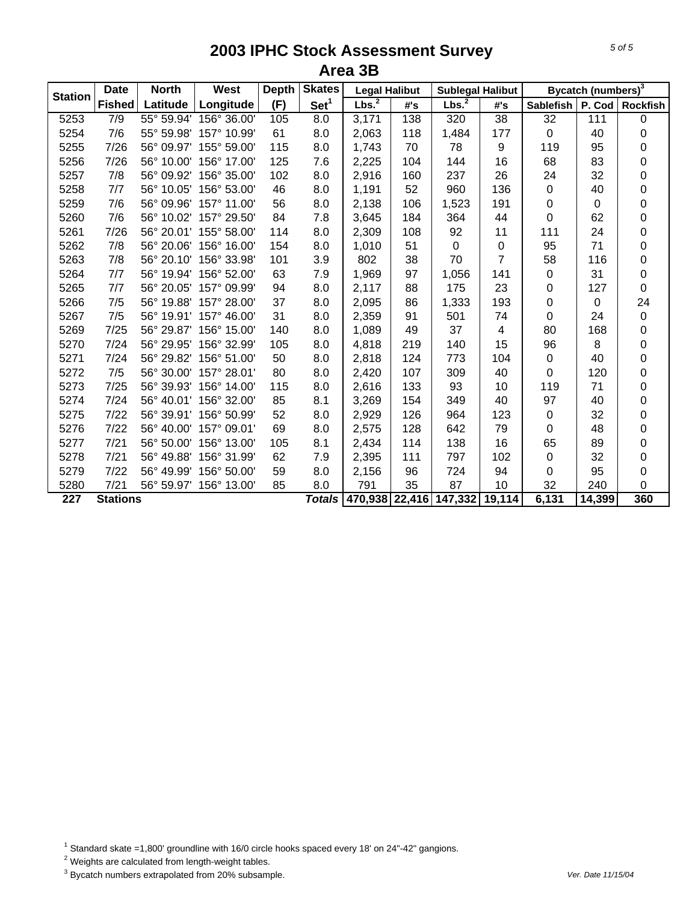# 2003 IPHC Stock Assessment Survey
## Area 3B

| Station | Date | North | West | Depth | Skates | Legal Halibut | | Sublegal Halibut | | Bycatch (numbers)[3] | | |
|---|---|---|---|---|---|---|---|---|---|---|---|---|
| | Fished | Latitude | Longitude | (F) | Set[1] | Lbs.[2] | #'s | Lbs.[2] | #'s | Sablefish | P. Cod | Rockfish |
| 5253 | 7/9 | 55° 59.94' | 156° 36.00' | 105 | 8.0 | 3,171 | 138 | 320 | 38 | 32 | 111 | 0 |
| 5254 | 7/6 | 55° 59.98' | 157° 10.99' | 61 | 8.0 | 2,063 | 118 | 1,484 | 177 | 0 | 40 | 0 |
| 5255 | 7/26 | 56° 09.97' | 155° 59.00' | 115 | 8.0 | 1,743 | 70 | 78 | 9 | 119 | 95 | 0 |
| 5256 | 7/26 | 56° 10.00' | 156° 17.00' | 125 | 7.6 | 2,225 | 104 | 144 | 16 | 68 | 83 | 0 |
| 5257 | 7/8 | 56° 09.92' | 156° 35.00' | 102 | 8.0 | 2,916 | 160 | 237 | 26 | 24 | 32 | 0 |
| 5258 | 7/7 | 56° 10.05' | 156° 53.00' | 46 | 8.0 | 1,191 | 52 | 960 | 136 | 0 | 40 | 0 |
| 5259 | 7/6 | 56° 09.96' | 157° 11.00' | 56 | 8.0 | 2,138 | 106 | 1,523 | 191 | 0 | 0 | 0 |
| 5260 | 7/6 | 56° 10.02' | 157° 29.50' | 84 | 7.8 | 3,645 | 184 | 364 | 44 | 0 | 62 | 0 |
| 5261 | 7/26 | 56° 20.01' | 155° 58.00' | 114 | 8.0 | 2,309 | 108 | 92 | 11 | 111 | 24 | 0 |
| 5262 | 7/8 | 56° 20.06' | 156° 16.00' | 154 | 8.0 | 1,010 | 51 | 0 | 0 | 95 | 71 | 0 |
| 5263 | 7/8 | 56° 20.10' | 156° 33.98' | 101 | 3.9 | 802 | 38 | 70 | 7 | 58 | 116 | 0 |
| 5264 | 7/7 | 56° 19.94' | 156° 52.00' | 63 | 7.9 | 1,969 | 97 | 1,056 | 141 | 0 | 31 | 0 |
| 5265 | 7/7 | 56° 20.05' | 157° 09.99' | 94 | 8.0 | 2,117 | 88 | 175 | 23 | 0 | 127 | 0 |
| 5266 | 7/5 | 56° 19.88' | 157° 28.00' | 37 | 8.0 | 2,095 | 86 | 1,333 | 193 | 0 | 0 | 24 |
| 5267 | 7/5 | 56° 19.91' | 157° 46.00' | 31 | 8.0 | 2,359 | 91 | 501 | 74 | 0 | 24 | 0 |
| 5269 | 7/25 | 56° 29.87' | 156° 15.00' | 140 | 8.0 | 1,089 | 49 | 37 | 4 | 80 | 168 | 0 |
| 5270 | 7/24 | 56° 29.95' | 156° 32.99' | 105 | 8.0 | 4,818 | 219 | 140 | 15 | 96 | 8 | 0 |
| 5271 | 7/24 | 56° 29.82' | 156° 51.00' | 50 | 8.0 | 2,818 | 124 | 773 | 104 | 0 | 40 | 0 |
| 5272 | 7/5 | 56° 30.00' | 157° 28.01' | 80 | 8.0 | 2,420 | 107 | 309 | 40 | 0 | 120 | 0 |
| 5273 | 7/25 | 56° 39.93' | 156° 14.00' | 115 | 8.0 | 2,616 | 133 | 93 | 10 | 119 | 71 | 0 |
| 5274 | 7/24 | 56° 40.01' | 156° 32.00' | 85 | 8.1 | 3,269 | 154 | 349 | 40 | 97 | 40 | 0 |
| 5275 | 7/22 | 56° 39.91' | 156° 50.99' | 52 | 8.0 | 2,929 | 126 | 964 | 123 | 0 | 32 | 0 |
| 5276 | 7/22 | 56° 40.00' | 157° 09.01' | 69 | 8.0 | 2,575 | 128 | 642 | 79 | 0 | 48 | 0 |
| 5277 | 7/21 | 56° 50.00' | 156° 13.00' | 105 | 8.1 | 2,434 | 114 | 138 | 16 | 65 | 89 | 0 |
| 5278 | 7/21 | 56° 49.88' | 156° 31.99' | 62 | 7.9 | 2,395 | 111 | 797 | 102 | 0 | 32 | 0 |
| 5279 | 7/22 | 56° 49.99' | 156° 50.00' | 59 | 8.0 | 2,156 | 96 | 724 | 94 | 0 | 95 | 0 |
| 5280 | 7/21 | 56° 59.97' | 156° 13.00' | 85 | 8.0 | 791 | 35 | 87 | 10 | 32 | 240 | 0 |
| **227** | **Stations** | | | | ***Totals*** | **470,938** | **22,416** | **147,332** | **19,114** | **6,131** | **14,399** | **360** |

[1] Standard skate =1,800' groundline with 16/0 circle hooks spaced every 18' on 24"-42" gangions.
[2] Weights are calculated from length-weight tables.
[3] Bycatch numbers extrapolated from 20% subsample.

*Ver. Date 11/15/04*